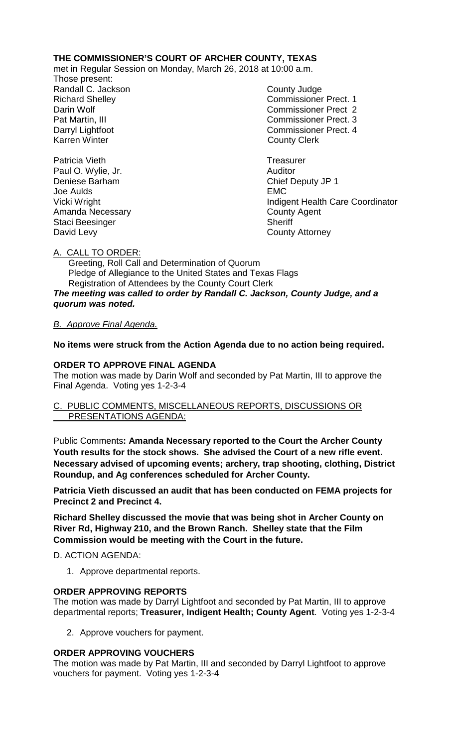**THE COMMISSIONER'S COURT OF ARCHER COUNTY, TEXAS**

met in Regular Session on Monday, March 26, 2018 at 10:00 a.m.

Those present:

| | |
|---|---|
| Randall C. Jackson | County Judge |
| Richard Shelley | Commissioner Prect. 1 |
| Darin Wolf | Commissioner Prect 2 |
| Pat Martin, III | Commissioner Prect. 3 |
| Darryl Lightfoot | Commissioner Prect. 4 |
| Karren Winter | County Clerk |
| | |
| Patricia Vieth | Treasurer |
| Paul O. Wylie, Jr. | Auditor |
| Deniese Barham | Chief Deputy JP 1 |
| Joe Aulds | EMC |
| Vicki Wright | Indigent Health Care Coordinator |
| Amanda Necessary | County Agent |
| Staci Beesinger | Sheriff |
| David Levy | County Attorney |

A. CALL TO ORDER:

Greeting, Roll Call and Determination of Quorum
Pledge of Allegiance to the United States and Texas Flags
Registration of Attendees by the County Court Clerk

***The meeting was called to order by Randall C. Jackson, County Judge, and a quorum was noted.***

*B. Approve Final Agenda.*

**No items were struck from the Action Agenda due to no action being required.**

**ORDER TO APPROVE FINAL AGENDA**

The motion was made by Darin Wolf and seconded by Pat Martin, III to approve the Final Agenda. Voting yes 1-2-3-4

C. PUBLIC COMMENTS, MISCELLANEOUS REPORTS, DISCUSSIONS OR PRESENTATIONS AGENDA:

Public Comments**: Amanda Necessary reported to the Court the Archer County Youth results for the stock shows. She advised the Court of a new rifle event. Necessary advised of upcoming events; archery, trap shooting, clothing, District Roundup, and Ag conferences scheduled for Archer County.**

**Patricia Vieth discussed an audit that has been conducted on FEMA projects for Precinct 2 and Precinct 4.**

**Richard Shelley discussed the movie that was being shot in Archer County on River Rd, Highway 210, and the Brown Ranch. Shelley state that the Film Commission would be meeting with the Court in the future.**

D. ACTION AGENDA:

1. Approve departmental reports.

**ORDER APPROVING REPORTS**

The motion was made by Darryl Lightfoot and seconded by Pat Martin, III to approve departmental reports; **Treasurer, Indigent Health; County Agent**. Voting yes 1-2-3-4

2. Approve vouchers for payment.

**ORDER APPROVING VOUCHERS**

The motion was made by Pat Martin, III and seconded by Darryl Lightfoot to approve vouchers for payment. Voting yes 1-2-3-4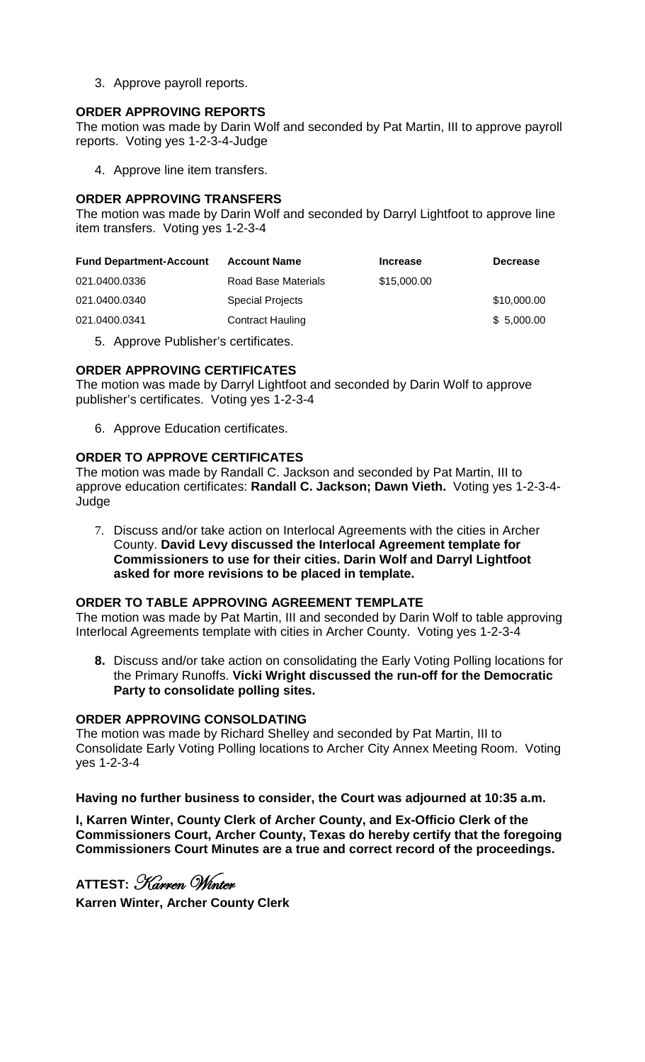3. Approve payroll reports.

**ORDER APPROVING REPORTS**

The motion was made by Darin Wolf and seconded by Pat Martin, III to approve payroll reports. Voting yes 1-2-3-4-Judge

4. Approve line item transfers.

**ORDER APPROVING TRANSFERS**

The motion was made by Darin Wolf and seconded by Darryl Lightfoot to approve line item transfers. Voting yes 1-2-3-4

| Fund Department-Account | Account Name | Increase | Decrease |
|---|---|---|---|
| 021.0400.0336 | Road Base Materials | $15,000.00 | |
| 021.0400.0340 | Special Projects | | $10,000.00 |
| 021.0400.0341 | Contract Hauling | | $ 5,000.00 |

5. Approve Publisher's certificates.

**ORDER APPROVING CERTIFICATES**

The motion was made by Darryl Lightfoot and seconded by Darin Wolf to approve publisher's certificates. Voting yes 1-2-3-4

6. Approve Education certificates.

**ORDER TO APPROVE CERTIFICATES**

The motion was made by Randall C. Jackson and seconded by Pat Martin, III to approve education certificates: **Randall C. Jackson; Dawn Vieth.** Voting yes 1-2-3-4-Judge

7. Discuss and/or take action on Interlocal Agreements with the cities in Archer County. **David Levy discussed the Interlocal Agreement template for Commissioners to use for their cities. Darin Wolf and Darryl Lightfoot asked for more revisions to be placed in template.**

**ORDER TO TABLE APPROVING AGREEMENT TEMPLATE**

The motion was made by Pat Martin, III and seconded by Darin Wolf to table approving Interlocal Agreements template with cities in Archer County. Voting yes 1-2-3-4

8. Discuss and/or take action on consolidating the Early Voting Polling locations for the Primary Runoffs. **Vicki Wright discussed the run-off for the Democratic Party to consolidate polling sites.**

**ORDER APPROVING CONSOLDATING**

The motion was made by Richard Shelley and seconded by Pat Martin, III to Consolidate Early Voting Polling locations to Archer City Annex Meeting Room. Voting yes 1-2-3-4

**Having no further business to consider, the Court was adjourned at 10:35 a.m.**

**I, Karren Winter, County Clerk of Archer County, and Ex-Officio Clerk of the Commissioners Court, Archer County, Texas do hereby certify that the foregoing Commissioners Court Minutes are a true and correct record of the proceedings.**

**ATTEST:** *Karren Winter*

**Karren Winter, Archer County Clerk**